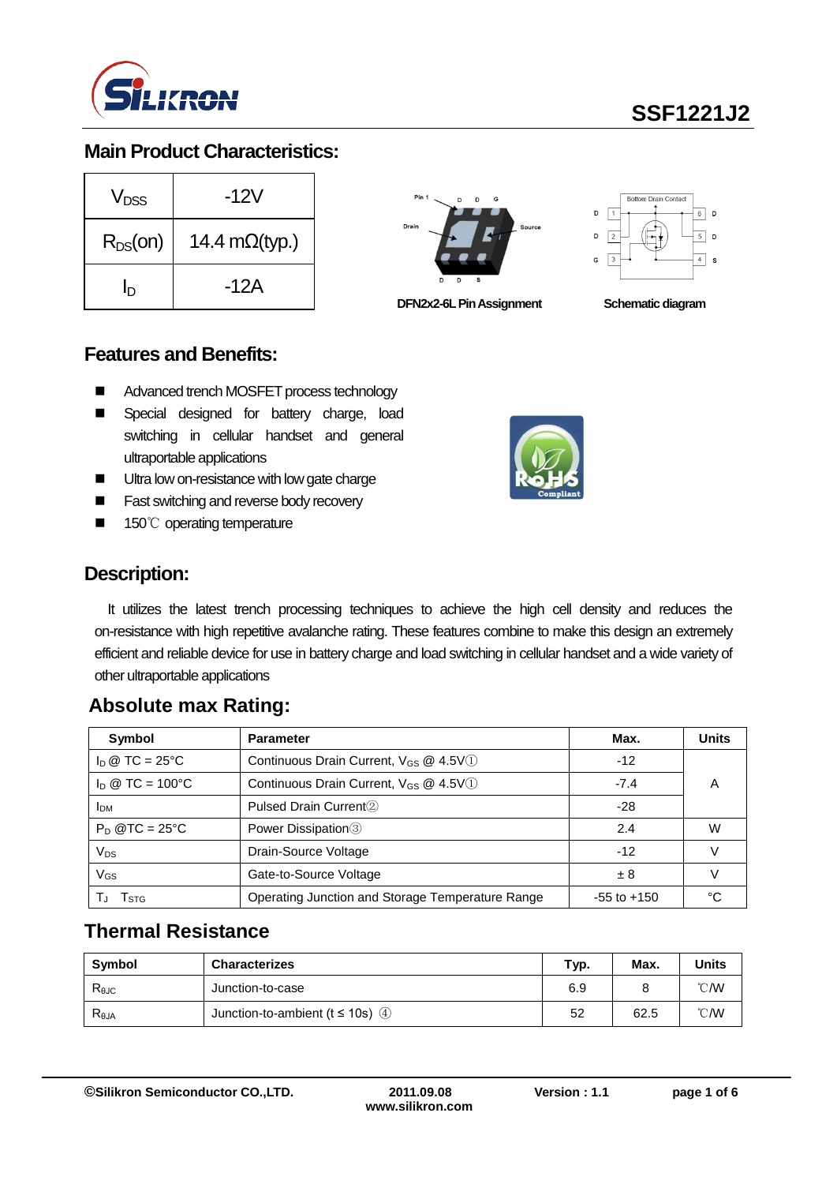# SSF1221J2

## Main Product Characteristics:

| | |
|---|---|
| $V_{DSS}$ | -12V |
| $R_{DS}(on)$ | 14.4 mΩ(typ.) |
| $I_D$ | -12A |

DFN2x2-6L Pin Assignment

Schematic diagram

## Features and Benefits:

- Advanced trench MOSFET process technology
- Special designed for battery charge, load switching in cellular handset and general ultraportable applications
- Ultra low on-resistance with low gate charge
- Fast switching and reverse body recovery
- 150℃ operating temperature

## Description:

It utilizes the latest trench processing techniques to achieve the high cell density and reduces the on-resistance with high repetitive avalanche rating. These features combine to make this design an extremely efficient and reliable device for use in battery charge and load switching in cellular handset and a wide variety of other ultraportable applications

## Absolute max Rating:

| Symbol | Parameter | Max. | Units |
|---|---|---|---|
| $I_D$ @ TC = 25°C | Continuous Drain Current, $V_{GS}$ @ 4.5V① | -12 | A |
| $I_D$ @ TC = 100°C | Continuous Drain Current, $V_{GS}$ @ 4.5V① | -7.4 | |
| $I_{DM}$ | Pulsed Drain Current② | -28 | |
| $P_D$ @TC = 25°C | Power Dissipation③ | 2.4 | W |
| $V_{DS}$ | Drain-Source Voltage | -12 | V |
| $V_{GS}$ | Gate-to-Source Voltage | ± 8 | V |
| $T_J$ $T_{STG}$ | Operating Junction and Storage Temperature Range | -55 to +150 | °C |

## Thermal Resistance

| Symbol | Characterizes | Typ. | Max. | Units |
|---|---|---|---|---|
| $R_{\theta JC}$ | Junction-to-case | 6.9 | 8 | ℃/W |
| $R_{\theta JA}$ | Junction-to-ambient (t ≤ 10s) ④ | 52 | 62.5 | ℃/W |

©Silikron Semiconductor CO.,LTD. 2011.09.08 www.silikron.com Version : 1.1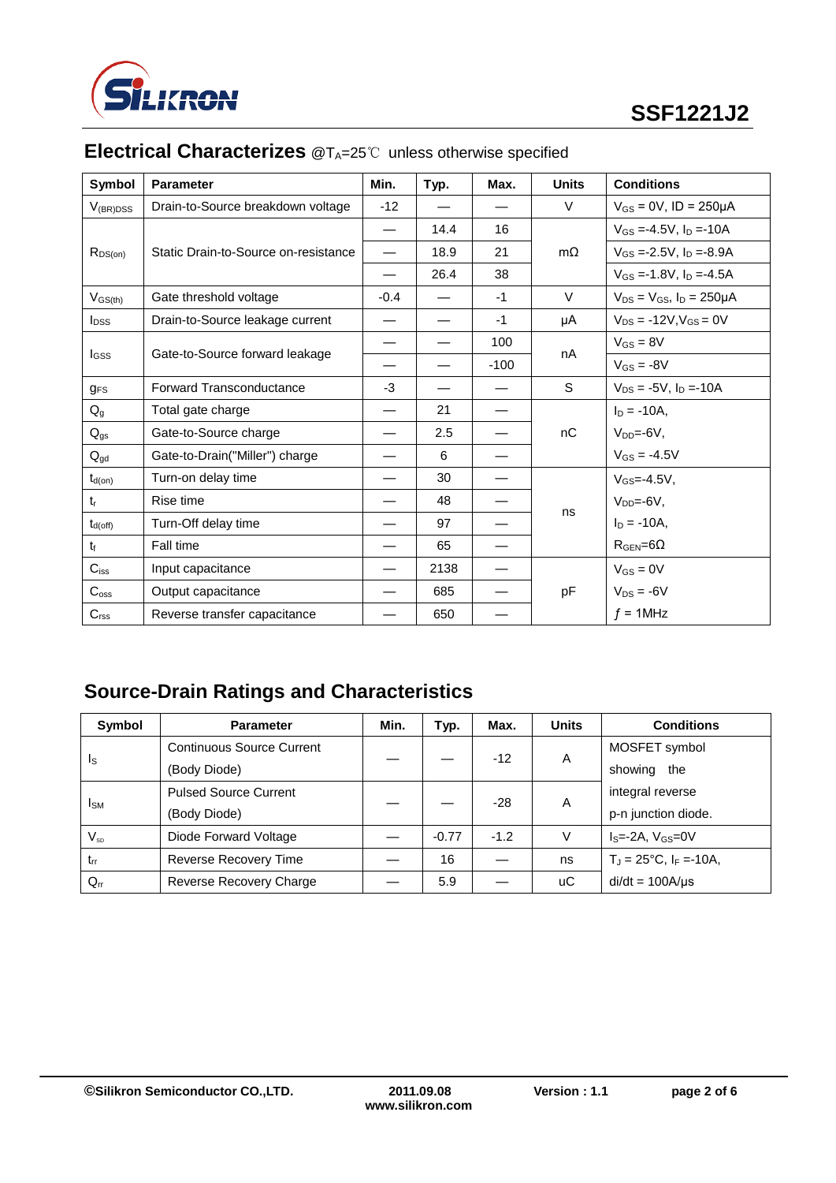## Electrical Characterizes @$T_A$=25℃ unless otherwise specified

| Symbol | Parameter | Min. | Typ. | Max. | Units | Conditions |
|---|---|---|---|---|---|---|
| $V_{(BR)DSS}$ | Drain-to-Source breakdown voltage | -12 | — | — | V | $V_{GS}$ = 0V, ID = 250μA |
| $R_{DS(on)}$ | Static Drain-to-Source on-resistance | — | 14.4 | 16 | mΩ | $V_{GS}$ =-4.5V, $I_D$ =-10A |
| | | — | 18.9 | 21 | | $V_{GS}$ =-2.5V, $I_D$ =-8.9A |
| | | — | 26.4 | 38 | | $V_{GS}$ =-1.8V, $I_D$ =-4.5A |
| $V_{GS(th)}$ | Gate threshold voltage | -0.4 | — | -1 | V | $V_{DS}$ = $V_{GS}$, $I_D$ = 250μA |
| $I_{DSS}$ | Drain-to-Source leakage current | — | — | -1 | μA | $V_{DS}$ = -12V,$V_{GS}$ = 0V |
| $I_{GSS}$ | Gate-to-Source forward leakage | — | — | 100 | nA | $V_{GS}$ = 8V |
| | | — | — | -100 | | $V_{GS}$ = -8V |
| $g_{FS}$ | Forward Transconductance | -3 | — | — | S | $V_{DS}$ = -5V, $I_D$ =-10A |
| $Q_g$ | Total gate charge | — | 21 | — | nC | $I_D$ = -10A, |
| $Q_{gs}$ | Gate-to-Source charge | — | 2.5 | — | | $V_{DD}$=-6V, |
| $Q_{gd}$ | Gate-to-Drain("Miller") charge | — | 6 | — | | $V_{GS}$ = -4.5V |
| $t_{d(on)}$ | Turn-on delay time | — | 30 | — | ns | $V_{GS}$=-4.5V, |
| $t_r$ | Rise time | — | 48 | — | | $V_{DD}$=-6V, |
| $t_{d(off)}$ | Turn-Off delay time | — | 97 | — | | $I_D$ = -10A, |
| $t_f$ | Fall time | — | 65 | — | | $R_{GEN}$=6Ω |
| $C_{iss}$ | Input capacitance | — | 2138 | — | pF | $V_{GS}$ = 0V |
| $C_{oss}$ | Output capacitance | — | 685 | — | | $V_{DS}$ = -6V |
| $C_{rss}$ | Reverse transfer capacitance | — | 650 | — | | $f$ = 1MHz |

## Source-Drain Ratings and Characteristics

| Symbol | Parameter | Min. | Typ. | Max. | Units | Conditions |
|---|---|---|---|---|---|---|
| $I_S$ | Continuous Source Current (Body Diode) | — | — | -12 | A | MOSFET symbol showing the |
| $I_{SM}$ | Pulsed Source Current (Body Diode) | — | — | -28 | A | integral reverse p-n junction diode. |
| $V_{SD}$ | Diode Forward Voltage | — | -0.77 | -1.2 | V | $I_S$=-2A, $V_{GS}$=0V |
| $t_{rr}$ | Reverse Recovery Time | — | 16 | — | ns | $T_J$ = 25°C, $I_F$ =-10A, |
| $Q_{rr}$ | Reverse Recovery Charge | — | 5.9 | — | uC | di/dt = 100A/μs |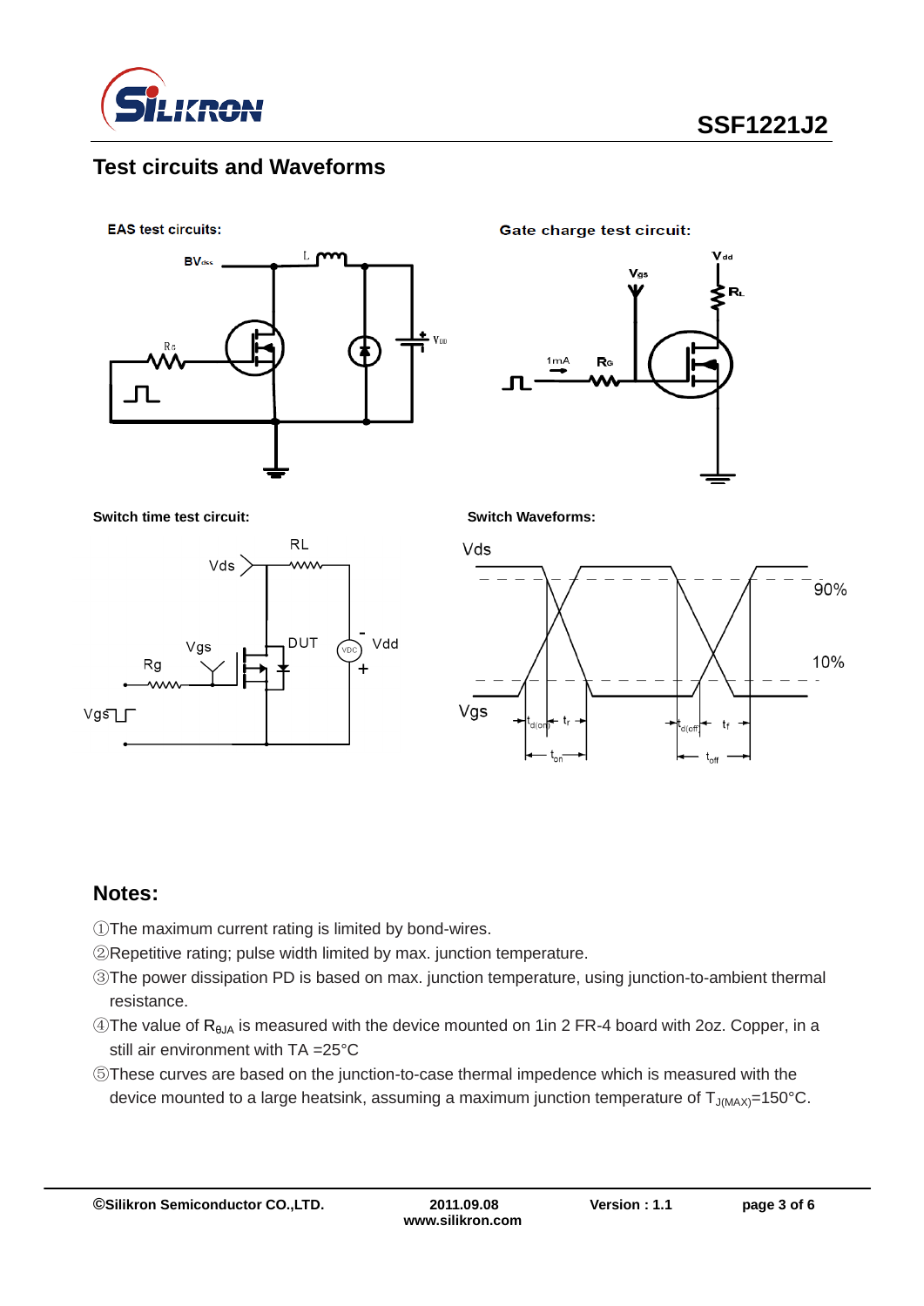## Test circuits and Waveforms

**EAS test circuits:**

**Gate charge test circuit:**

**Switch time test circuit:**

**Switch Waveforms:**

## Notes:

①The maximum current rating is limited by bond-wires.

②Repetitive rating; pulse width limited by max. junction temperature.

③The power dissipation PD is based on max. junction temperature, using junction-to-ambient thermal resistance.

④The value of $R_{\theta JA}$ is measured with the device mounted on 1in 2 FR-4 board with 2oz. Copper, in a still air environment with TA =25°C

⑤These curves are based on the junction-to-case thermal impedence which is measured with the device mounted to a large heatsink, assuming a maximum junction temperature of $T_{J(MAX)}$=150°C.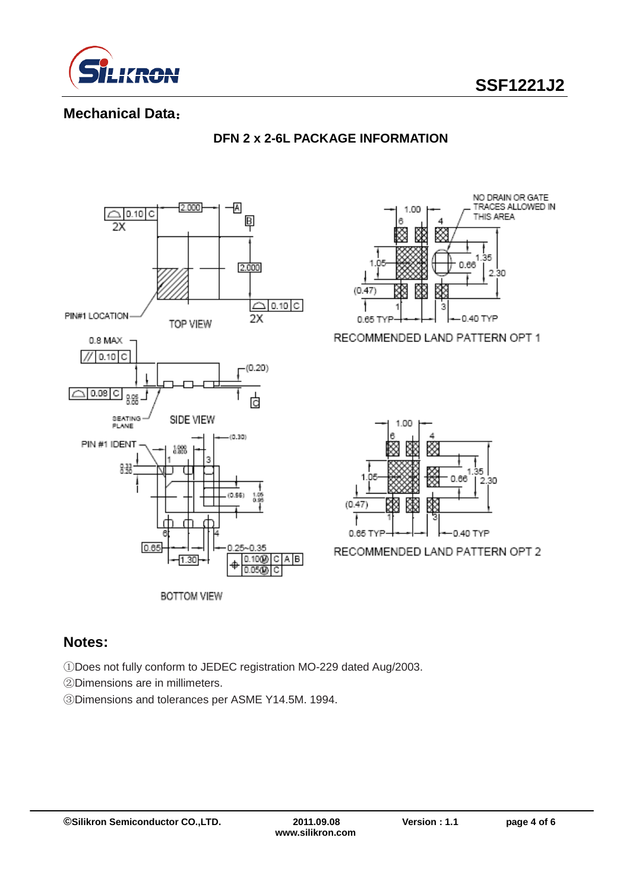## Mechanical Data：

### DFN 2 x 2-6L PACKAGE INFORMATION

TOP VIEW

SIDE VIEW

BOTTOM VIEW

RECOMMENDED LAND PATTERN OPT 1

RECOMMENDED LAND PATTERN OPT 2

## Notes:

①Does not fully conform to JEDEC registration MO-229 dated Aug/2003.

②Dimensions are in millimeters.

③Dimensions and tolerances per ASME Y14.5M. 1994.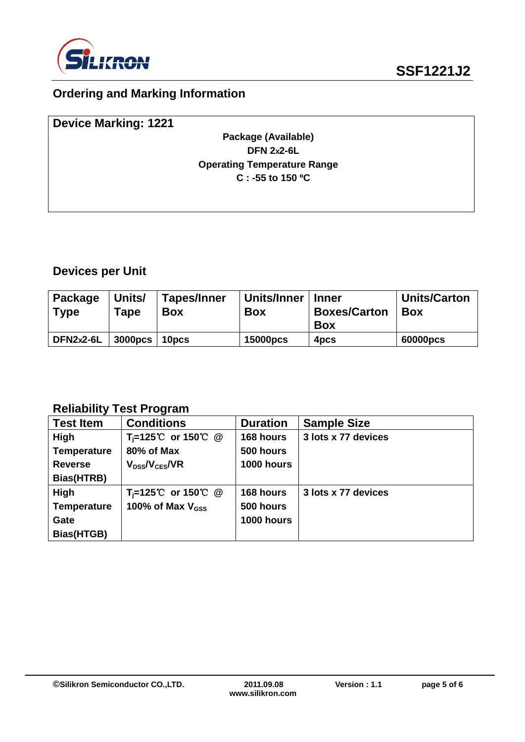## Ordering and Marking Information

**Device Marking: 1221**

**Package (Available)**
**DFN 2x2-6L**
**Operating Temperature Range**
**C : -55 to 150 ºC**

## Devices per Unit

| Package Type | Units/ Tape | Tapes/Inner Box | Units/Inner Box | Inner Boxes/Carton Box | Units/Carton Box |
|---|---|---|---|---|---|
| DFN2x2-6L | 3000pcs | 10pcs | 15000pcs | 4pcs | 60000pcs |

## Reliability Test Program

| Test Item | Conditions | Duration | Sample Size |
|---|---|---|---|
| High Temperature Reverse Bias(HTRB) | $T_j$=125℃ or 150℃ @ 80% of Max $V_{DSS}/V_{CES}/VR$ | 168 hours<br>500 hours<br>1000 hours | 3 lots x 77 devices |
| High Temperature Gate Bias(HTGB) | $T_j$=125℃ or 150℃ @ 100% of Max $V_{GSS}$ | 168 hours<br>500 hours<br>1000 hours | 3 lots x 77 devices |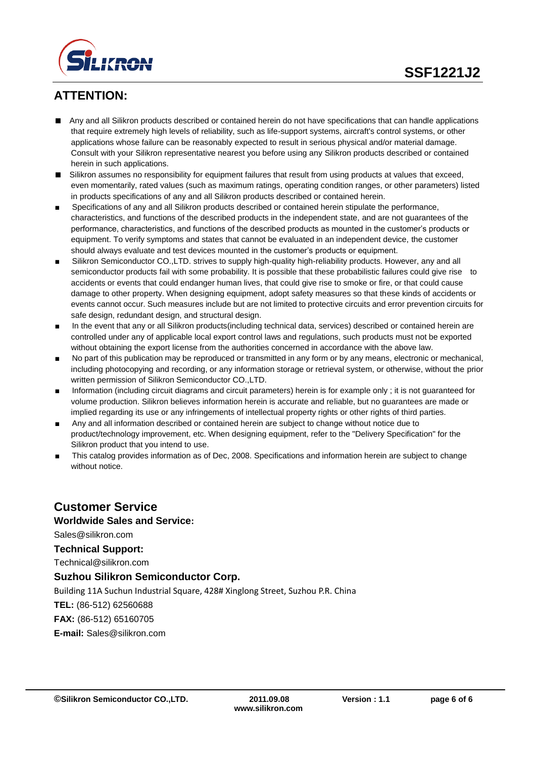## ATTENTION:

- Any and all Silikron products described or contained herein do not have specifications that can handle applications that require extremely high levels of reliability, such as life-support systems, aircraft's control systems, or other applications whose failure can be reasonably expected to result in serious physical and/or material damage. Consult with your Silikron representative nearest you before using any Silikron products described or contained herein in such applications.
- Silikron assumes no responsibility for equipment failures that result from using products at values that exceed, even momentarily, rated values (such as maximum ratings, operating condition ranges, or other parameters) listed in products specifications of any and all Silikron products described or contained herein.
- Specifications of any and all Silikron products described or contained herein stipulate the performance, characteristics, and functions of the described products in the independent state, and are not guarantees of the performance, characteristics, and functions of the described products as mounted in the customer's products or equipment. To verify symptoms and states that cannot be evaluated in an independent device, the customer should always evaluate and test devices mounted in the customer's products or equipment.
- Silikron Semiconductor CO.,LTD. strives to supply high-quality high-reliability products. However, any and all semiconductor products fail with some probability. It is possible that these probabilistic failures could give rise to accidents or events that could endanger human lives, that could give rise to smoke or fire, or that could cause damage to other property. When designing equipment, adopt safety measures so that these kinds of accidents or events cannot occur. Such measures include but are not limited to protective circuits and error prevention circuits for safe design, redundant design, and structural design.
- In the event that any or all Silikron products(including technical data, services) described or contained herein are controlled under any of applicable local export control laws and regulations, such products must not be exported without obtaining the export license from the authorities concerned in accordance with the above law.
- No part of this publication may be reproduced or transmitted in any form or by any means, electronic or mechanical, including photocopying and recording, or any information storage or retrieval system, or otherwise, without the prior written permission of Silikron Semiconductor CO.,LTD.
- Information (including circuit diagrams and circuit parameters) herein is for example only ; it is not guaranteed for volume production. Silikron believes information herein is accurate and reliable, but no guarantees are made or implied regarding its use or any infringements of intellectual property rights or other rights of third parties.
- Any and all information described or contained herein are subject to change without notice due to product/technology improvement, etc. When designing equipment, refer to the "Delivery Specification" for the Silikron product that you intend to use.
- This catalog provides information as of Dec, 2008. Specifications and information herein are subject to change without notice.

## Customer Service

### Worldwide Sales and Service:

Sales@silikron.com

### Technical Support:

Technical@silikron.com

### Suzhou Silikron Semiconductor Corp.

Building 11A Suchun Industrial Square, 428# Xinglong Street, Suzhou P.R. China

**TEL:** (86-512) 62560688

**FAX:** (86-512) 65160705

**E-mail:** Sales@silikron.com